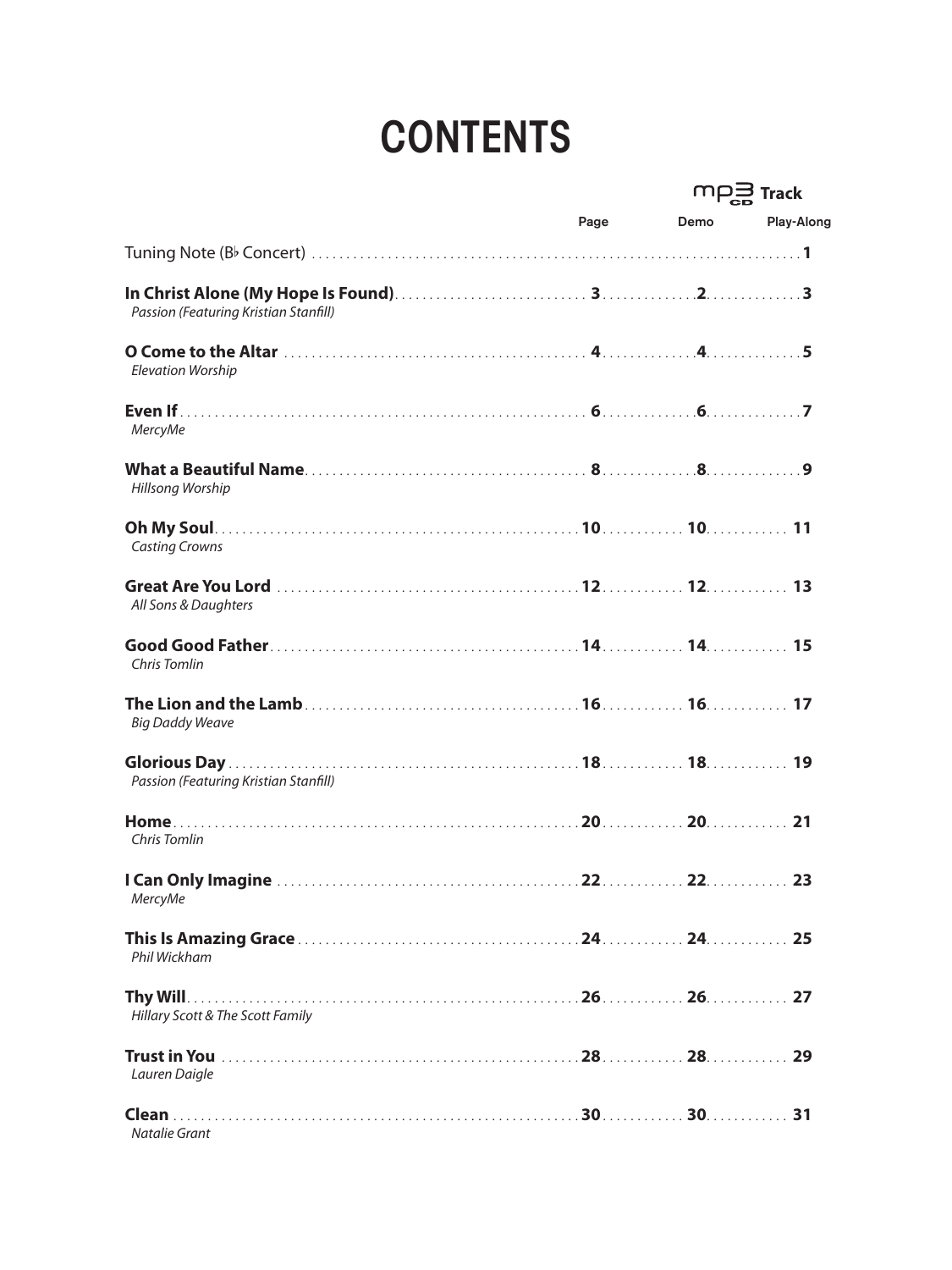# CONTENTS

| | Page | mp3 CD Track Demo | Play-Along |
|---|---|---|---|
| Tuning Note (B♭ Concert) | | | 1 |
| **In Christ Alone (My Hope Is Found)**<br>*Passion (Featuring Kristian Stanfill)* | 3 | 2 | 3 |
| **O Come to the Altar**<br>*Elevation Worship* | 4 | 4 | 5 |
| **Even If**<br>*MercyMe* | 6 | 6 | 7 |
| **What a Beautiful Name**<br>*Hillsong Worship* | 8 | 8 | 9 |
| **Oh My Soul**<br>*Casting Crowns* | 10 | 10 | 11 |
| **Great Are You Lord**<br>*All Sons & Daughters* | 12 | 12 | 13 |
| **Good Good Father**<br>*Chris Tomlin* | 14 | 14 | 15 |
| **The Lion and the Lamb**<br>*Big Daddy Weave* | 16 | 16 | 17 |
| **Glorious Day**<br>*Passion (Featuring Kristian Stanfill)* | 18 | 18 | 19 |
| **Home**<br>*Chris Tomlin* | 20 | 20 | 21 |
| **I Can Only Imagine**<br>*MercyMe* | 22 | 22 | 23 |
| **This Is Amazing Grace**<br>*Phil Wickham* | 24 | 24 | 25 |
| **Thy Will**<br>*Hillary Scott & The Scott Family* | 26 | 26 | 27 |
| **Trust in You**<br>*Lauren Daigle* | 28 | 28 | 29 |
| **Clean**<br>*Natalie Grant* | 30 | 30 | 31 |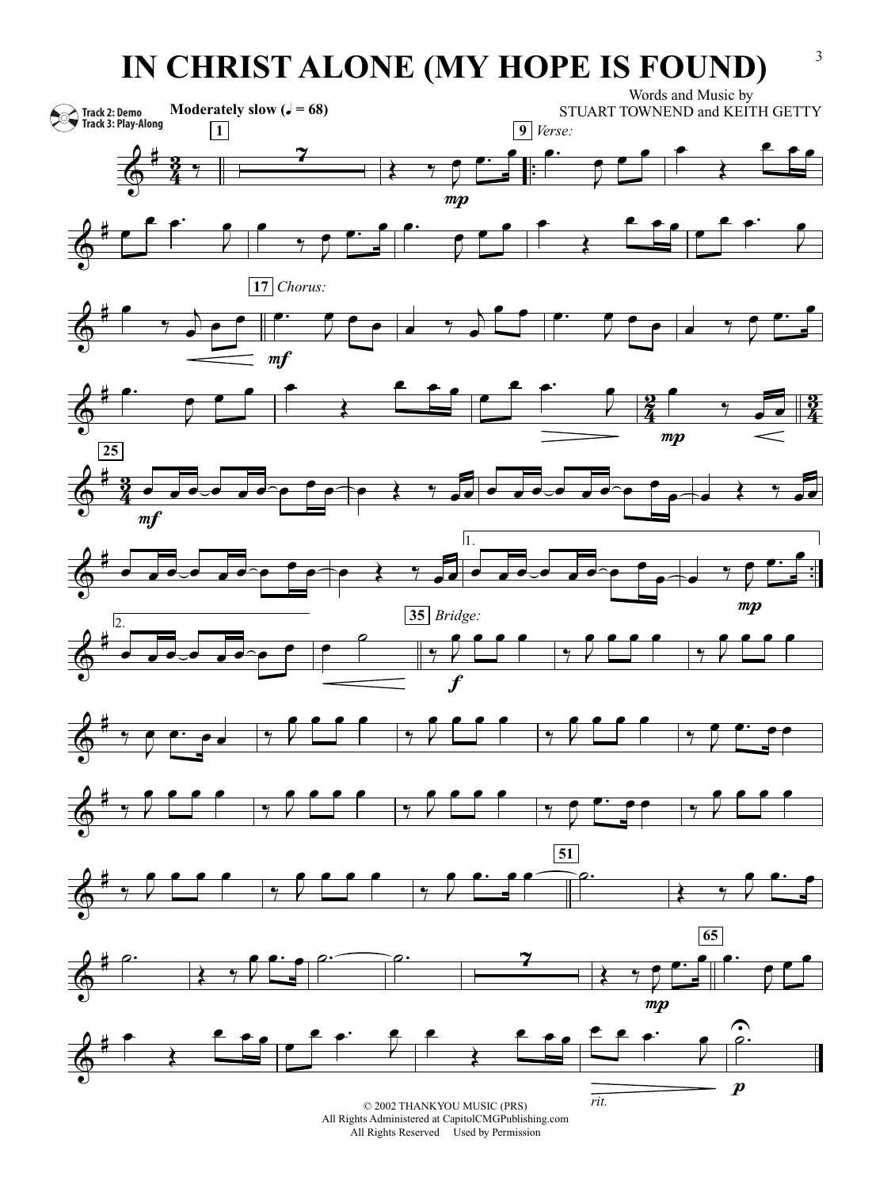# IN CHRIST ALONE (MY HOPE IS FOUND)

Track 2: Demo
Track 3: Play-Along

Words and Music by
STUART TOWNEND and KEITH GETTY

Moderately slow (♩ = 68)

© 2002 THANKYOU MUSIC (PRS)
All Rights Administered at CapitolCMGPublishing.com
All Rights Reserved   Used by Permission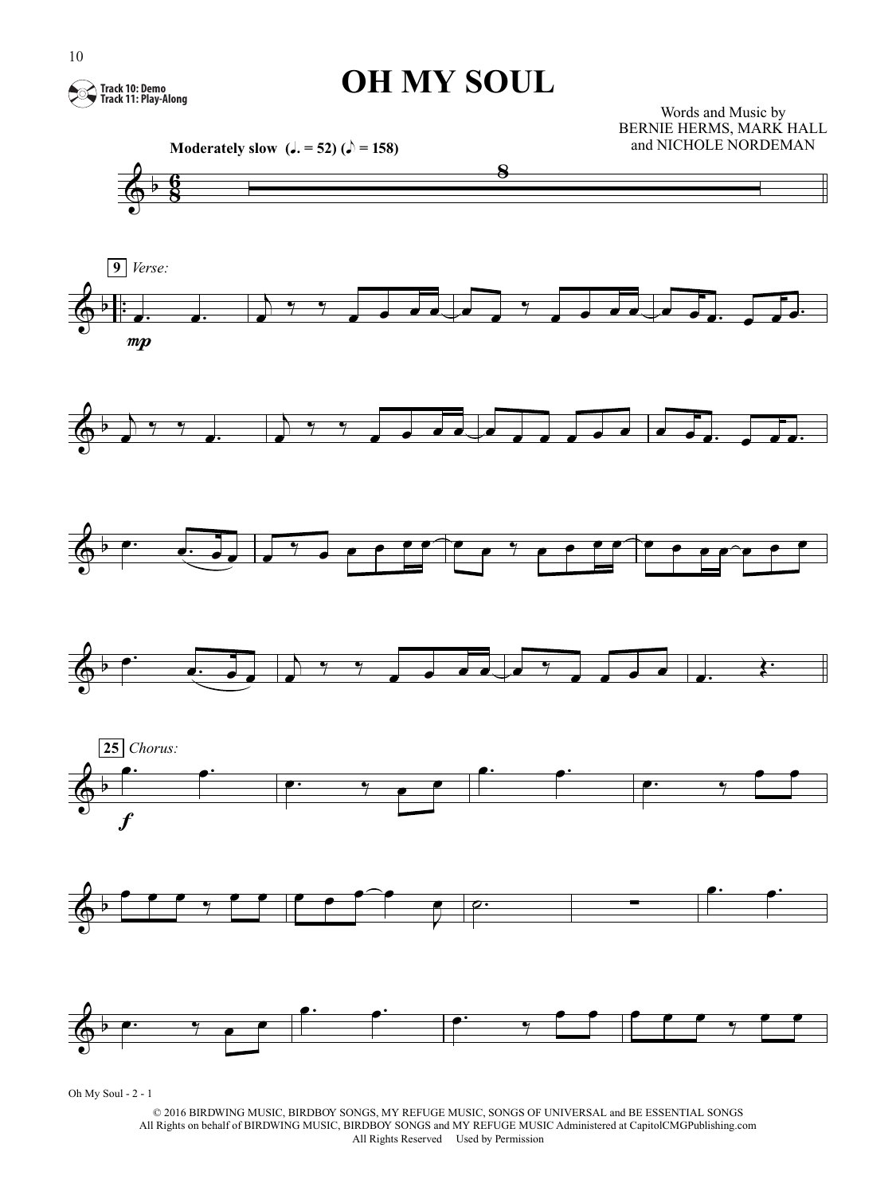# OH MY SOUL

Track 10: Demo
Track 11: Play-Along

Words and Music by
BERNIE HERMS, MARK HALL
and NICHOLE NORDEMAN

Moderately slow (♩. = 52) (♪ = 158)

8

9 *Verse:*

*mp*

25 *Chorus:*

*f*

© 2016 BIRDWING MUSIC, BIRDBOY SONGS, MY REFUGE MUSIC, SONGS OF UNIVERSAL and BE ESSENTIAL SONGS
All Rights on behalf of BIRDWING MUSIC, BIRDBOY SONGS and MY REFUGE MUSIC Administered at CapitolCMGPublishing.com
All Rights Reserved Used by Permission